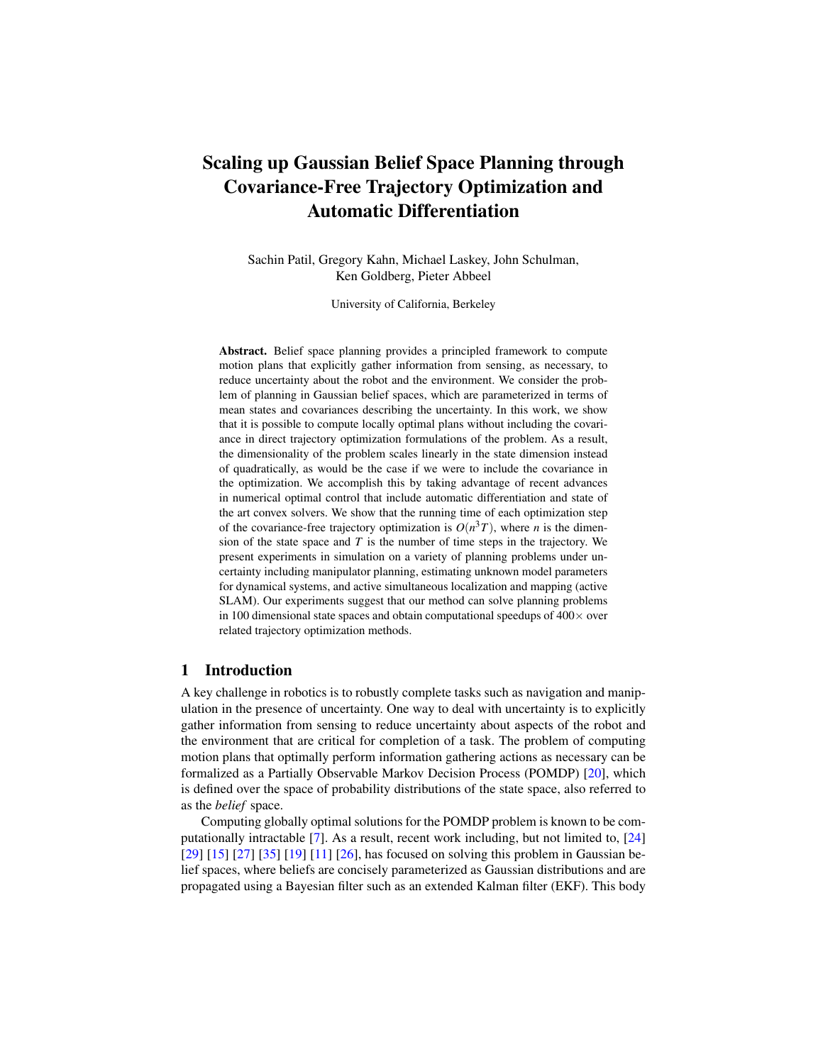# Scaling up Gaussian Belief Space Planning through Covariance-Free Trajectory Optimization and Automatic Differentiation

Sachin Patil, Gregory Kahn, Michael Laskey, John Schulman, Ken Goldberg, Pieter Abbeel

University of California, Berkeley

**Abstract.** Belief space planning provides a principled framework to compute motion plans that explicitly gather information from sensing, as necessary, to reduce uncertainty about the robot and the environment. We consider the problem of planning in Gaussian belief spaces, which are parameterized in terms of mean states and covariances describing the uncertainty. In this work, we show that it is possible to compute locally optimal plans without including the covariance in direct trajectory optimization formulations of the problem. As a result, the dimensionality of the problem scales linearly in the state dimension instead of quadratically, as would be the case if we were to include the covariance in the optimization. We accomplish this by taking advantage of recent advances in numerical optimal control that include automatic differentiation and state of the art convex solvers. We show that the running time of each optimization step of the covariance-free trajectory optimization is $O(n^3 T)$, where $n$ is the dimension of the state space and $T$ is the number of time steps in the trajectory. We present experiments in simulation on a variety of planning problems under uncertainty including manipulator planning, estimating unknown model parameters for dynamical systems, and active simultaneous localization and mapping (active SLAM). Our experiments suggest that our method can solve planning problems in 100 dimensional state spaces and obtain computational speedups of $400\times$ over related trajectory optimization methods.

## 1 Introduction

A key challenge in robotics is to robustly complete tasks such as navigation and manipulation in the presence of uncertainty. One way to deal with uncertainty is to explicitly gather information from sensing to reduce uncertainty about aspects of the robot and the environment that are critical for completion of a task. The problem of computing motion plans that optimally perform information gathering actions as necessary can be formalized as a Partially Observable Markov Decision Process (POMDP) [20], which is defined over the space of probability distributions of the state space, also referred to as the *belief* space.

Computing globally optimal solutions for the POMDP problem is known to be computationally intractable [7]. As a result, recent work including, but not limited to, [24] [29] [15] [27] [35] [19] [11] [26], has focused on solving this problem in Gaussian belief spaces, where beliefs are concisely parameterized as Gaussian distributions and are propagated using a Bayesian filter such as an extended Kalman filter (EKF). This body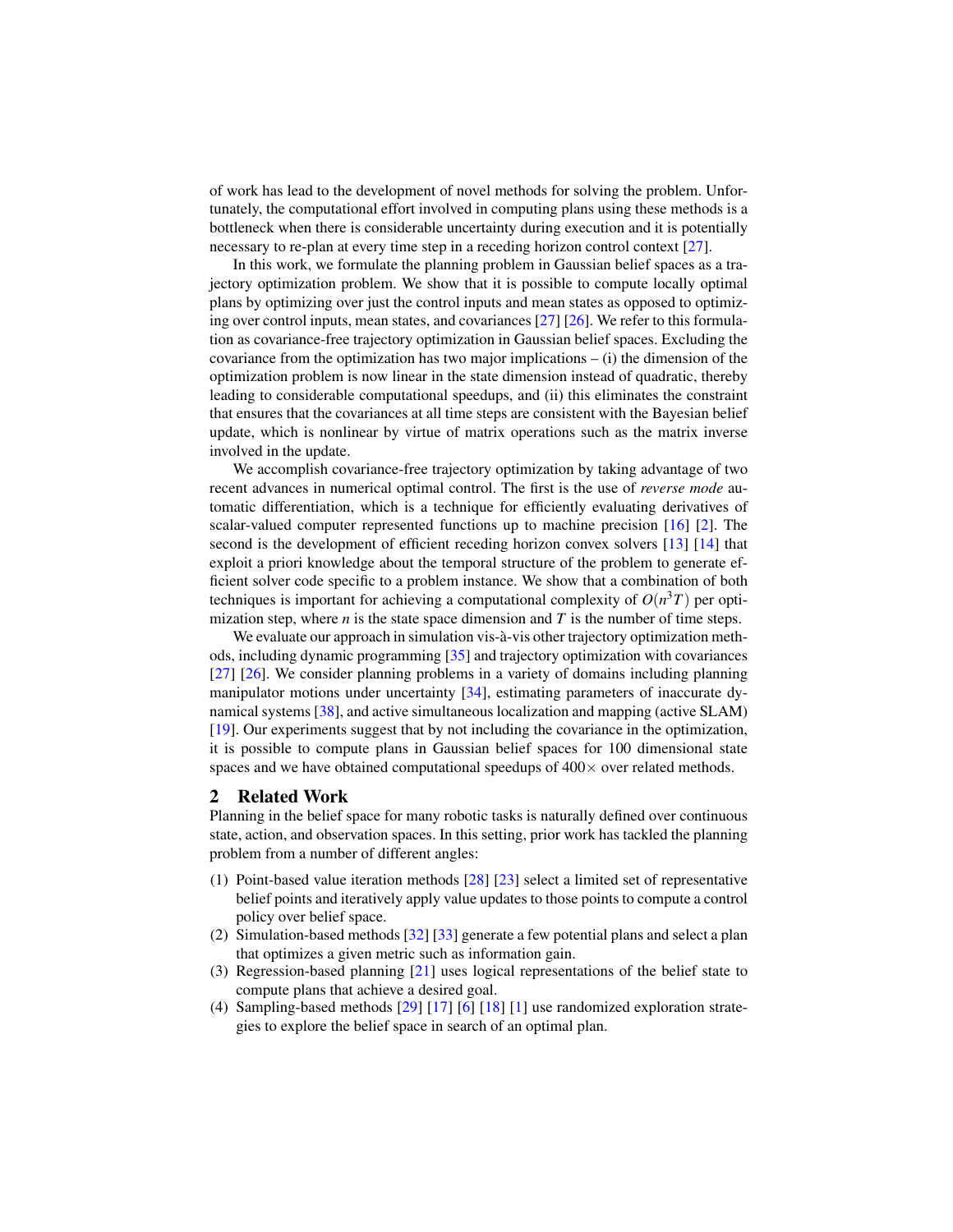of work has lead to the development of novel methods for solving the problem. Unfortunately, the computational effort involved in computing plans using these methods is a bottleneck when there is considerable uncertainty during execution and it is potentially necessary to re-plan at every time step in a receding horizon control context [27].

In this work, we formulate the planning problem in Gaussian belief spaces as a trajectory optimization problem. We show that it is possible to compute locally optimal plans by optimizing over just the control inputs and mean states as opposed to optimizing over control inputs, mean states, and covariances [27] [26]. We refer to this formulation as covariance-free trajectory optimization in Gaussian belief spaces. Excluding the covariance from the optimization has two major implications – (i) the dimension of the optimization problem is now linear in the state dimension instead of quadratic, thereby leading to considerable computational speedups, and (ii) this eliminates the constraint that ensures that the covariances at all time steps are consistent with the Bayesian belief update, which is nonlinear by virtue of matrix operations such as the matrix inverse involved in the update.

We accomplish covariance-free trajectory optimization by taking advantage of two recent advances in numerical optimal control. The first is the use of *reverse mode* automatic differentiation, which is a technique for efficiently evaluating derivatives of scalar-valued computer represented functions up to machine precision [16] [2]. The second is the development of efficient receding horizon convex solvers [13] [14] that exploit a priori knowledge about the temporal structure of the problem to generate efficient solver code specific to a problem instance. We show that a combination of both techniques is important for achieving a computational complexity of $O(n^3T)$ per optimization step, where $n$ is the state space dimension and $T$ is the number of time steps.

We evaluate our approach in simulation vis-à-vis other trajectory optimization methods, including dynamic programming [35] and trajectory optimization with covariances [27] [26]. We consider planning problems in a variety of domains including planning manipulator motions under uncertainty [34], estimating parameters of inaccurate dynamical systems [38], and active simultaneous localization and mapping (active SLAM) [19]. Our experiments suggest that by not including the covariance in the optimization, it is possible to compute plans in Gaussian belief spaces for 100 dimensional state spaces and we have obtained computational speedups of $400\times$ over related methods.

## 2 Related Work

Planning in the belief space for many robotic tasks is naturally defined over continuous state, action, and observation spaces. In this setting, prior work has tackled the planning problem from a number of different angles:

(1) Point-based value iteration methods [28] [23] select a limited set of representative belief points and iteratively apply value updates to those points to compute a control policy over belief space.
(2) Simulation-based methods [32] [33] generate a few potential plans and select a plan that optimizes a given metric such as information gain.
(3) Regression-based planning [21] uses logical representations of the belief state to compute plans that achieve a desired goal.
(4) Sampling-based methods [29] [17] [6] [18] [1] use randomized exploration strategies to explore the belief space in search of an optimal plan.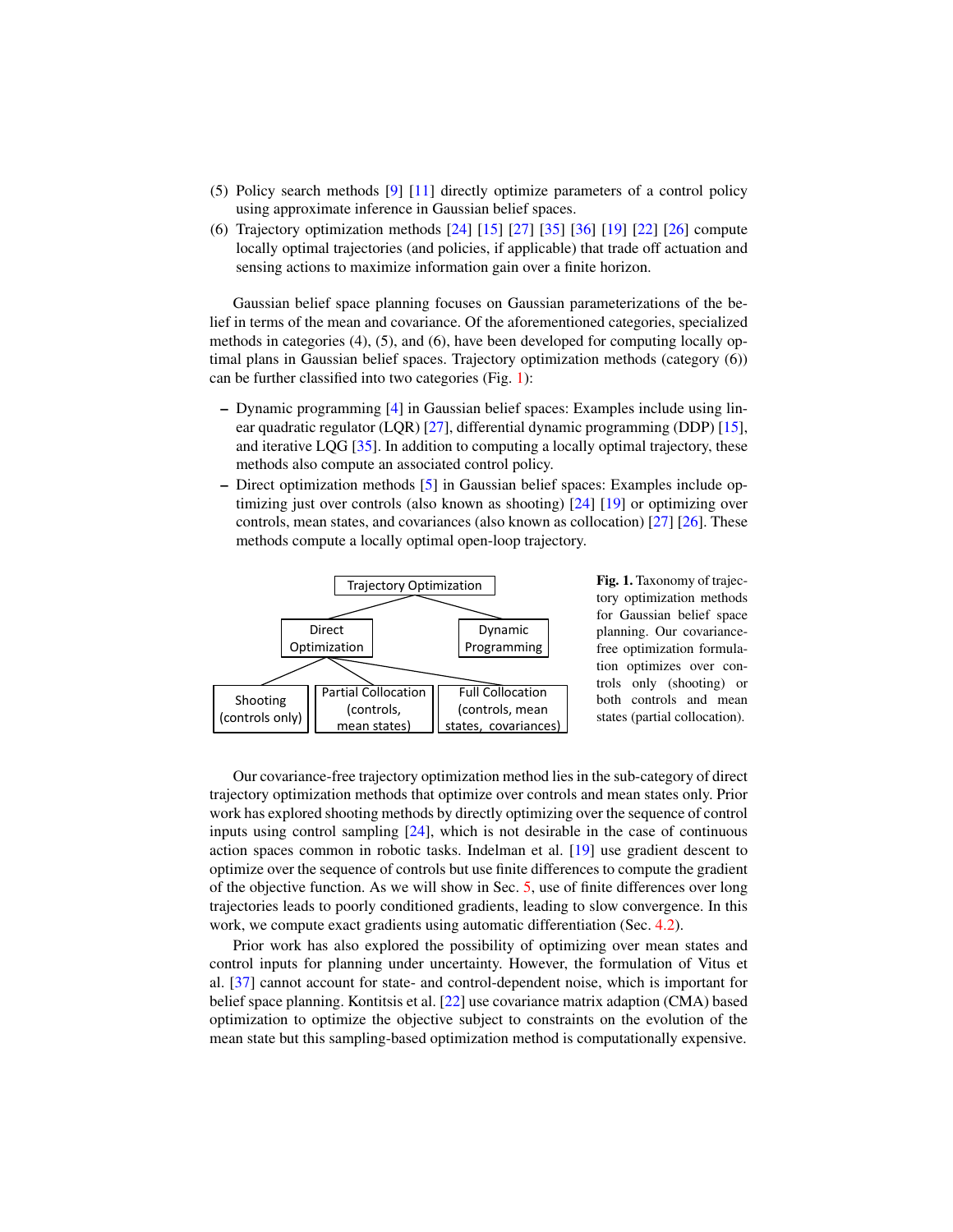(5) Policy search methods [9] [11] directly optimize parameters of a control policy using approximate inference in Gaussian belief spaces.
(6) Trajectory optimization methods [24] [15] [27] [35] [36] [19] [22] [26] compute locally optimal trajectories (and policies, if applicable) that trade off actuation and sensing actions to maximize information gain over a finite horizon.

Gaussian belief space planning focuses on Gaussian parameterizations of the belief in terms of the mean and covariance. Of the aforementioned categories, specialized methods in categories (4), (5), and (6), have been developed for computing locally optimal plans in Gaussian belief spaces. Trajectory optimization methods (category (6)) can be further classified into two categories (Fig. 1):

– Dynamic programming [4] in Gaussian belief spaces: Examples include using linear quadratic regulator (LQR) [27], differential dynamic programming (DDP) [15], and iterative LQG [35]. In addition to computing a locally optimal trajectory, these methods also compute an associated control policy.
– Direct optimization methods [5] in Gaussian belief spaces: Examples include optimizing just over controls (also known as shooting) [24] [19] or optimizing over controls, mean states, and covariances (also known as collocation) [27] [26]. These methods compute a locally optimal open-loop trajectory.

Trajectory Optimization
- Direct Optimization
  - Shooting (controls only)
  - Partial Collocation (controls, mean states)
  - Full Collocation (controls, mean states, covariances)
- Dynamic Programming

**Fig. 1.** Taxonomy of trajectory optimization methods for Gaussian belief space planning. Our covariance-free optimization formulation optimizes over controls only (shooting) or both controls and mean states (partial collocation).

Our covariance-free trajectory optimization method lies in the sub-category of direct trajectory optimization methods that optimize over controls and mean states only. Prior work has explored shooting methods by directly optimizing over the sequence of control inputs using control sampling [24], which is not desirable in the case of continuous action spaces common in robotic tasks. Indelman et al. [19] use gradient descent to optimize over the sequence of controls but use finite differences to compute the gradient of the objective function. As we will show in Sec. 5, use of finite differences over long trajectories leads to poorly conditioned gradients, leading to slow convergence. In this work, we compute exact gradients using automatic differentiation (Sec. 4.2).

Prior work has also explored the possibility of optimizing over mean states and control inputs for planning under uncertainty. However, the formulation of Vitus et al. [37] cannot account for state- and control-dependent noise, which is important for belief space planning. Kontitsis et al. [22] use covariance matrix adaption (CMA) based optimization to optimize the objective subject to constraints on the evolution of the mean state but this sampling-based optimization method is computationally expensive.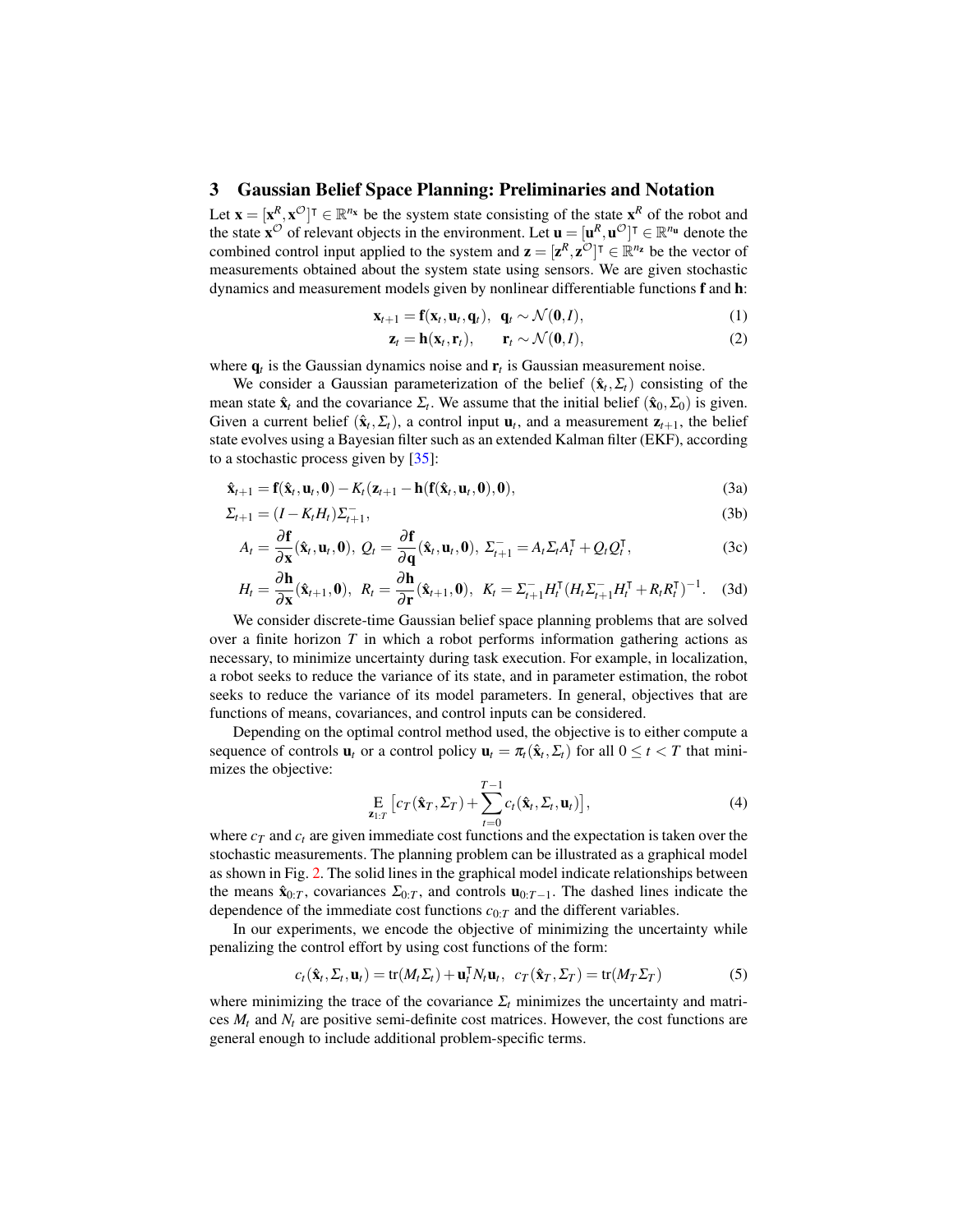## 3 Gaussian Belief Space Planning: Preliminaries and Notation

Let $\mathbf{x} = [\mathbf{x}^R, \mathbf{x}^{\mathcal{O}}]^\intercal \in \mathbb{R}^{n_\mathbf{x}}$ be the system state consisting of the state $\mathbf{x}^R$ of the robot and the state $\mathbf{x}^{\mathcal{O}}$ of relevant objects in the environment. Let $\mathbf{u} = [\mathbf{u}^R, \mathbf{u}^{\mathcal{O}}]^\intercal \in \mathbb{R}^{n_\mathbf{u}}$ denote the combined control input applied to the system and $\mathbf{z} = [\mathbf{z}^R, \mathbf{z}^{\mathcal{O}}]^\intercal \in \mathbb{R}^{n_\mathbf{z}}$ be the vector of measurements obtained about the system state using sensors. We are given stochastic dynamics and measurement models given by nonlinear differentiable functions $\mathbf{f}$ and $\mathbf{h}$:

$$\mathbf{x}_{t+1} = \mathbf{f}(\mathbf{x}_t, \mathbf{u}_t, \mathbf{q}_t), \quad \mathbf{q}_t \sim \mathcal{N}(\mathbf{0}, I), \tag{1}$$

$$\mathbf{z}_t = \mathbf{h}(\mathbf{x}_t, \mathbf{r}_t), \qquad \mathbf{r}_t \sim \mathcal{N}(\mathbf{0}, I), \tag{2}$$

where $\mathbf{q}_t$ is the Gaussian dynamics noise and $\mathbf{r}_t$ is Gaussian measurement noise.

We consider a Gaussian parameterization of the belief $(\hat{\mathbf{x}}_t, \Sigma_t)$ consisting of the mean state $\hat{\mathbf{x}}_t$ and the covariance $\Sigma_t$. We assume that the initial belief $(\hat{\mathbf{x}}_0, \Sigma_0)$ is given. Given a current belief $(\hat{\mathbf{x}}_t, \Sigma_t)$, a control input $\mathbf{u}_t$, and a measurement $\mathbf{z}_{t+1}$, the belief state evolves using a Bayesian filter such as an extended Kalman filter (EKF), according to a stochastic process given by [35]:

$$\hat{\mathbf{x}}_{t+1} = \mathbf{f}(\hat{\mathbf{x}}_t, \mathbf{u}_t, \mathbf{0}) - K_t(\mathbf{z}_{t+1} - \mathbf{h}(\mathbf{f}(\hat{\mathbf{x}}_t, \mathbf{u}_t, \mathbf{0}), \mathbf{0}), \tag{3a}$$

$$\Sigma_{t+1} = (I - K_t H_t)\Sigma^-_{t+1}, \tag{3b}$$

$$A_t = \frac{\partial \mathbf{f}}{\partial \mathbf{x}}(\hat{\mathbf{x}}_t, \mathbf{u}_t, \mathbf{0}), \; Q_t = \frac{\partial \mathbf{f}}{\partial \mathbf{q}}(\hat{\mathbf{x}}_t, \mathbf{u}_t, \mathbf{0}), \; \Sigma^-_{t+1} = A_t \Sigma_t A_t^\intercal + Q_t Q_t^\intercal, \tag{3c}$$

$$H_t = \frac{\partial \mathbf{h}}{\partial \mathbf{x}}(\hat{\mathbf{x}}_{t+1}, \mathbf{0}), \;\; R_t = \frac{\partial \mathbf{h}}{\partial \mathbf{r}}(\hat{\mathbf{x}}_{t+1}, \mathbf{0}), \;\; K_t = \Sigma^-_{t+1} H_t^\intercal (H_t \Sigma^-_{t+1} H_t^\intercal + R_t R_t^\intercal)^{-1}. \tag{3d}$$

We consider discrete-time Gaussian belief space planning problems that are solved over a finite horizon $T$ in which a robot performs information gathering actions as necessary, to minimize uncertainty during task execution. For example, in localization, a robot seeks to reduce the variance of its state, and in parameter estimation, the robot seeks to reduce the variance of its model parameters. In general, objectives that are functions of means, covariances, and control inputs can be considered.

Depending on the optimal control method used, the objective is to either compute a sequence of controls $\mathbf{u}_t$ or a control policy $\mathbf{u}_t = \pi_t(\hat{\mathbf{x}}_t, \Sigma_t)$ for all $0 \leq t < T$ that minimizes the objective:

$$\underset{\mathbf{z}_{1:T}}{\mathrm{E}} \left[ c_T(\hat{\mathbf{x}}_T, \Sigma_T) + \sum_{t=0}^{T-1} c_t(\hat{\mathbf{x}}_t, \Sigma_t, \mathbf{u}_t) \right], \tag{4}$$

where $c_T$ and $c_t$ are given immediate cost functions and the expectation is taken over the stochastic measurements. The planning problem can be illustrated as a graphical model as shown in Fig. 2. The solid lines in the graphical model indicate relationships between the means $\hat{\mathbf{x}}_{0:T}$, covariances $\Sigma_{0:T}$, and controls $\mathbf{u}_{0:T-1}$. The dashed lines indicate the dependence of the immediate cost functions $c_{0:T}$ and the different variables.

In our experiments, we encode the objective of minimizing the uncertainty while penalizing the control effort by using cost functions of the form:

$$c_t(\hat{\mathbf{x}}_t, \Sigma_t, \mathbf{u}_t) = \mathrm{tr}(M_t \Sigma_t) + \mathbf{u}_t^\intercal N_t \mathbf{u}_t, \;\; c_T(\hat{\mathbf{x}}_T, \Sigma_T) = \mathrm{tr}(M_T \Sigma_T) \tag{5}$$

where minimizing the trace of the covariance $\Sigma_t$ minimizes the uncertainty and matrices $M_t$ and $N_t$ are positive semi-definite cost matrices. However, the cost functions are general enough to include additional problem-specific terms.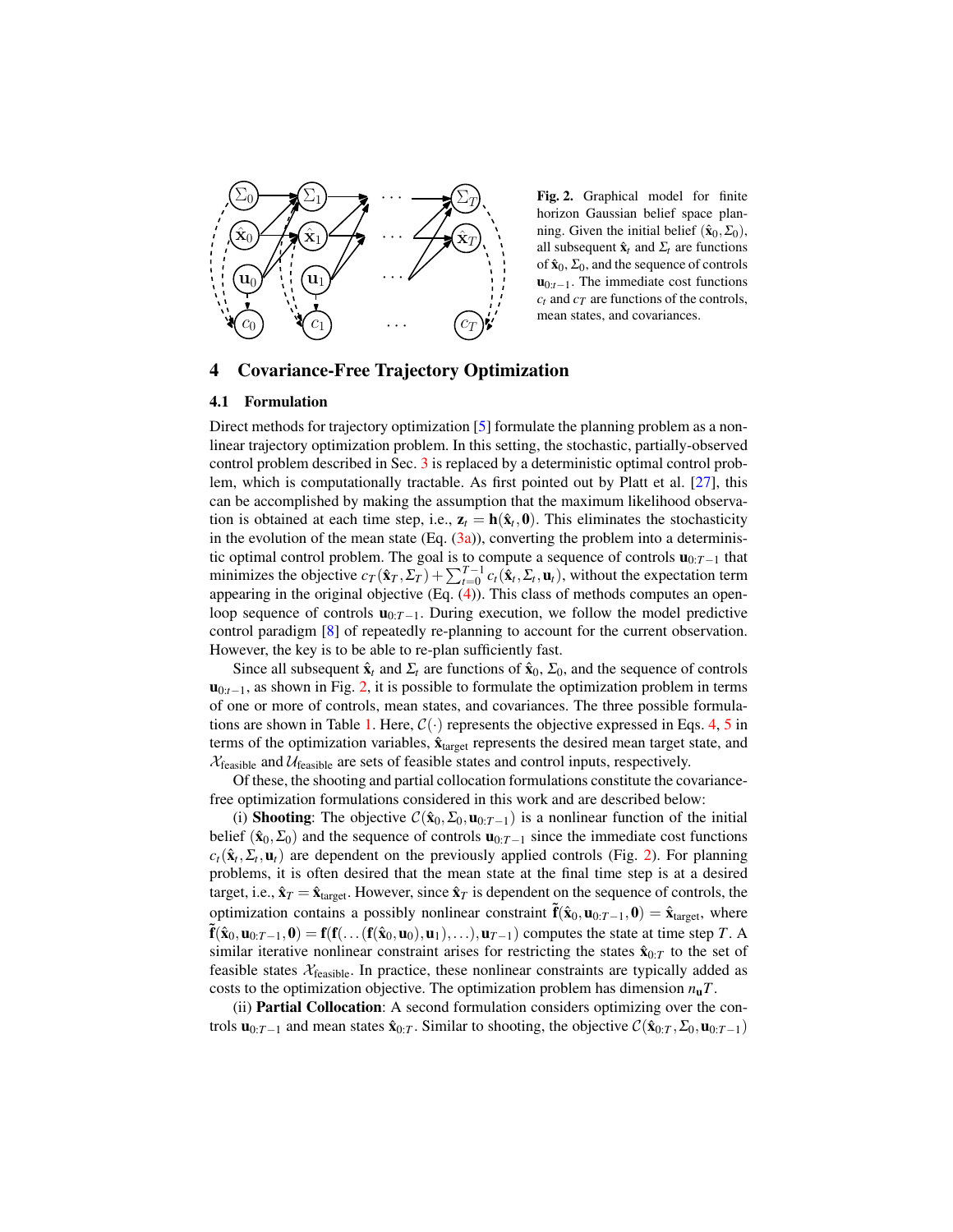Fig. 2. Graphical model for finite horizon Gaussian belief space planning. Given the initial belief $(\hat{\mathbf{x}}_0, \Sigma_0)$, all subsequent $\hat{\mathbf{x}}_t$ and $\Sigma_t$ are functions of $\hat{\mathbf{x}}_0$, $\Sigma_0$, and the sequence of controls $\mathbf{u}_{0:t-1}$. The immediate cost functions $c_t$ and $c_T$ are functions of the controls, mean states, and covariances.

## 4 Covariance-Free Trajectory Optimization

### 4.1 Formulation

Direct methods for trajectory optimization [5] formulate the planning problem as a nonlinear trajectory optimization problem. In this setting, the stochastic, partially-observed control problem described in Sec. 3 is replaced by a deterministic optimal control problem, which is computationally tractable. As first pointed out by Platt et al. [27], this can be accomplished by making the assumption that the maximum likelihood observation is obtained at each time step, i.e., $\mathbf{z}_t = \mathbf{h}(\hat{\mathbf{x}}_t, \mathbf{0})$. This eliminates the stochasticity in the evolution of the mean state (Eq. (3a)), converting the problem into a deterministic optimal control problem. The goal is to compute a sequence of controls $\mathbf{u}_{0:T-1}$ that minimizes the objective $c_T(\hat{\mathbf{x}}_T, \Sigma_T) + \sum_{t=0}^{T-1} c_t(\hat{\mathbf{x}}_t, \Sigma_t, \mathbf{u}_t)$, without the expectation term appearing in the original objective (Eq. (4)). This class of methods computes an open-loop sequence of controls $\mathbf{u}_{0:T-1}$. During execution, we follow the model predictive control paradigm [8] of repeatedly re-planning to account for the current observation. However, the key is to be able to re-plan sufficiently fast.

Since all subsequent $\hat{\mathbf{x}}_t$ and $\Sigma_t$ are functions of $\hat{\mathbf{x}}_0$, $\Sigma_0$, and the sequence of controls $\mathbf{u}_{0:t-1}$, as shown in Fig. 2, it is possible to formulate the optimization problem in terms of one or more of controls, mean states, and covariances. The three possible formulations are shown in Table 1. Here, $\mathcal{C}(\cdot)$ represents the objective expressed in Eqs. 4, 5 in terms of the optimization variables, $\hat{\mathbf{x}}_{\text{target}}$ represents the desired mean target state, and $\mathcal{X}_{\text{feasible}}$ and $\mathcal{U}_{\text{feasible}}$ are sets of feasible states and control inputs, respectively.

Of these, the shooting and partial collocation formulations constitute the covariance-free optimization formulations considered in this work and are described below:

(i) **Shooting**: The objective $\mathcal{C}(\hat{\mathbf{x}}_0, \Sigma_0, \mathbf{u}_{0:T-1})$ is a nonlinear function of the initial belief $(\hat{\mathbf{x}}_0, \Sigma_0)$ and the sequence of controls $\mathbf{u}_{0:T-1}$ since the immediate cost functions $c_t(\hat{\mathbf{x}}_t, \Sigma_t, \mathbf{u}_t)$ are dependent on the previously applied controls (Fig. 2). For planning problems, it is often desired that the mean state at the final time step is at a desired target, i.e., $\hat{\mathbf{x}}_T = \hat{\mathbf{x}}_{\text{target}}$. However, since $\hat{\mathbf{x}}_T$ is dependent on the sequence of controls, the optimization contains a possibly nonlinear constraint $\tilde{\mathbf{f}}(\hat{\mathbf{x}}_0, \mathbf{u}_{0:T-1}, \mathbf{0}) = \hat{\mathbf{x}}_{\text{target}}$, where $\tilde{\mathbf{f}}(\hat{\mathbf{x}}_0, \mathbf{u}_{0:T-1}, \mathbf{0}) = \mathbf{f}(\mathbf{f}(\ldots(\mathbf{f}(\hat{\mathbf{x}}_0, \mathbf{u}_0), \mathbf{u}_1), \ldots), \mathbf{u}_{T-1})$ computes the state at time step $T$. A similar iterative nonlinear constraint arises for restricting the states $\hat{\mathbf{x}}_{0:T}$ to the set of feasible states $\mathcal{X}_{\text{feasible}}$. In practice, these nonlinear constraints are typically added as costs to the optimization objective. The optimization problem has dimension $n_{\mathbf{u}}T$.

(ii) **Partial Collocation**: A second formulation considers optimizing over the controls $\mathbf{u}_{0:T-1}$ and mean states $\hat{\mathbf{x}}_{0:T}$. Similar to shooting, the objective $\mathcal{C}(\hat{\mathbf{x}}_{0:T}, \Sigma_0, \mathbf{u}_{0:T-1})$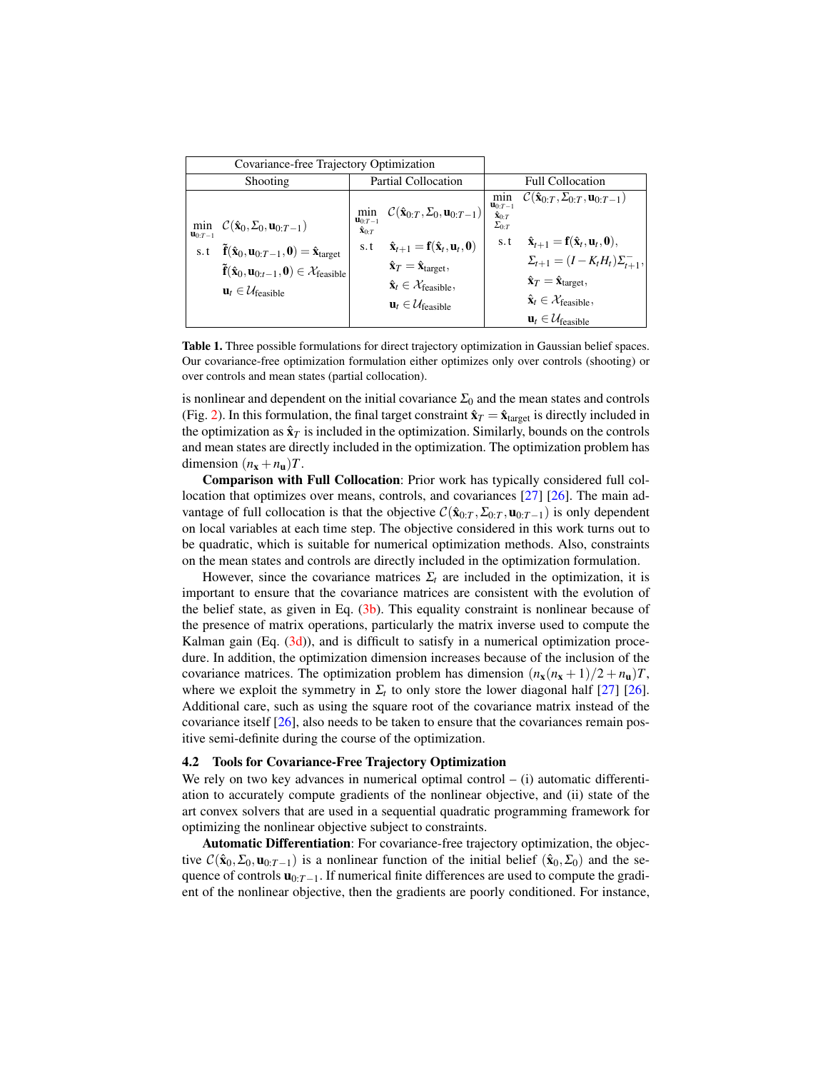| Covariance-free Trajectory Optimization | | |
|---|---|---|
| Shooting | Partial Collocation | Full Collocation |
| $\min_{\mathbf{u}_{0:T-1}} \; \mathcal{C}(\hat{\mathbf{x}}_0, \Sigma_0, \mathbf{u}_{0:T-1})$ <br> s.t $\;\tilde{\mathbf{f}}(\hat{\mathbf{x}}_0, \mathbf{u}_{0:T-1}, \mathbf{0}) = \hat{\mathbf{x}}_{\text{target}}$ <br> $\tilde{\mathbf{f}}(\hat{\mathbf{x}}_0, \mathbf{u}_{0:t-1}, \mathbf{0}) \in \mathcal{X}_{\text{feasible}}$ <br> $\mathbf{u}_t \in \mathcal{U}_{\text{feasible}}$ | $\min_{\mathbf{u}_{0:T-1}, \hat{\mathbf{x}}_{0:T}} \; \mathcal{C}(\hat{\mathbf{x}}_{0:T}, \Sigma_0, \mathbf{u}_{0:T-1})$ <br> s.t $\;\hat{\mathbf{x}}_{t+1} = \mathbf{f}(\hat{\mathbf{x}}_t, \mathbf{u}_t, \mathbf{0})$ <br> $\hat{\mathbf{x}}_T = \hat{\mathbf{x}}_{\text{target}}$, <br> $\hat{\mathbf{x}}_t \in \mathcal{X}_{\text{feasible}}$, <br> $\mathbf{u}_t \in \mathcal{U}_{\text{feasible}}$ | $\min_{\mathbf{u}_{0:T-1}, \hat{\mathbf{x}}_{0:T}, \Sigma_{0:T}} \; \mathcal{C}(\hat{\mathbf{x}}_{0:T}, \Sigma_{0:T}, \mathbf{u}_{0:T-1})$ <br> s.t $\;\hat{\mathbf{x}}_{t+1} = \mathbf{f}(\hat{\mathbf{x}}_t, \mathbf{u}_t, \mathbf{0})$, <br> $\Sigma_{t+1} = (I - K_t H_t)\Sigma^-_{t+1}$, <br> $\hat{\mathbf{x}}_T = \hat{\mathbf{x}}_{\text{target}}$, <br> $\hat{\mathbf{x}}_t \in \mathcal{X}_{\text{feasible}}$, <br> $\mathbf{u}_t \in \mathcal{U}_{\text{feasible}}$ |

**Table 1.** Three possible formulations for direct trajectory optimization in Gaussian belief spaces. Our covariance-free optimization formulation either optimizes only over controls (shooting) or over controls and mean states (partial collocation).

is nonlinear and dependent on the initial covariance $\Sigma_0$ and the mean states and controls (Fig. 2). In this formulation, the final target constraint $\hat{\mathbf{x}}_T = \hat{\mathbf{x}}_{\text{target}}$ is directly included in the optimization as $\hat{\mathbf{x}}_T$ is included in the optimization. Similarly, bounds on the controls and mean states are directly included in the optimization. The optimization problem has dimension $(n_{\mathbf{x}} + n_{\mathbf{u}})T$.

**Comparison with Full Collocation**: Prior work has typically considered full collocation that optimizes over means, controls, and covariances [27] [26]. The main advantage of full collocation is that the objective $\mathcal{C}(\hat{\mathbf{x}}_{0:T}, \Sigma_{0:T}, \mathbf{u}_{0:T-1})$ is only dependent on local variables at each time step. The objective considered in this work turns out to be quadratic, which is suitable for numerical optimization methods. Also, constraints on the mean states and controls are directly included in the optimization formulation.

However, since the covariance matrices $\Sigma_t$ are included in the optimization, it is important to ensure that the covariance matrices are consistent with the evolution of the belief state, as given in Eq. (3b). This equality constraint is nonlinear because of the presence of matrix operations, particularly the matrix inverse used to compute the Kalman gain (Eq. (3d)), and is difficult to satisfy in a numerical optimization procedure. In addition, the optimization dimension increases because of the inclusion of the covariance matrices. The optimization problem has dimension $(n_{\mathbf{x}}(n_{\mathbf{x}}+1)/2 + n_{\mathbf{u}})T$, where we exploit the symmetry in $\Sigma_t$ to only store the lower diagonal half [27] [26]. Additional care, such as using the square root of the covariance matrix instead of the covariance itself [26], also needs to be taken to ensure that the covariances remain positive semi-definite during the course of the optimization.

### 4.2 Tools for Covariance-Free Trajectory Optimization

We rely on two key advances in numerical optimal control – (i) automatic differentiation to accurately compute gradients of the nonlinear objective, and (ii) state of the art convex solvers that are used in a sequential quadratic programming framework for optimizing the nonlinear objective subject to constraints.

**Automatic Differentiation**: For covariance-free trajectory optimization, the objective $\mathcal{C}(\hat{\mathbf{x}}_0, \Sigma_0, \mathbf{u}_{0:T-1})$ is a nonlinear function of the initial belief $(\hat{\mathbf{x}}_0, \Sigma_0)$ and the sequence of controls $\mathbf{u}_{0:T-1}$. If numerical finite differences are used to compute the gradient of the nonlinear objective, then the gradients are poorly conditioned. For instance,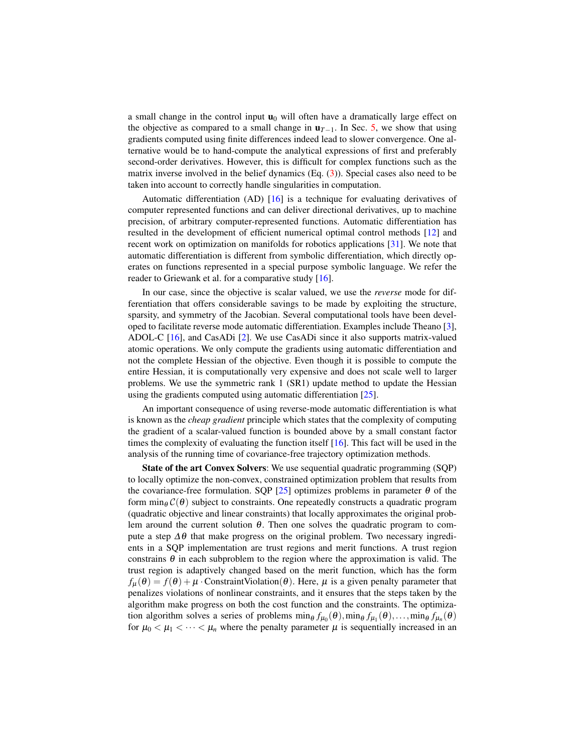a small change in the control input $\mathbf{u}_0$ will often have a dramatically large effect on the objective as compared to a small change in $\mathbf{u}_{T-1}$. In Sec. 5, we show that using gradients computed using finite differences indeed lead to slower convergence. One alternative would be to hand-compute the analytical expressions of first and preferably second-order derivatives. However, this is difficult for complex functions such as the matrix inverse involved in the belief dynamics (Eq. (3)). Special cases also need to be taken into account to correctly handle singularities in computation.

Automatic differentiation (AD) [16] is a technique for evaluating derivatives of computer represented functions and can deliver directional derivatives, up to machine precision, of arbitrary computer-represented functions. Automatic differentiation has resulted in the development of efficient numerical optimal control methods [12] and recent work on optimization on manifolds for robotics applications [31]. We note that automatic differentiation is different from symbolic differentiation, which directly operates on functions represented in a special purpose symbolic language. We refer the reader to Griewank et al. for a comparative study [16].

In our case, since the objective is scalar valued, we use the *reverse* mode for differentiation that offers considerable savings to be made by exploiting the structure, sparsity, and symmetry of the Jacobian. Several computational tools have been developed to facilitate reverse mode automatic differentiation. Examples include Theano [3], ADOL-C [16], and CasADi [2]. We use CasADi since it also supports matrix-valued atomic operations. We only compute the gradients using automatic differentiation and not the complete Hessian of the objective. Even though it is possible to compute the entire Hessian, it is computationally very expensive and does not scale well to larger problems. We use the symmetric rank 1 (SR1) update method to update the Hessian using the gradients computed using automatic differentiation [25].

An important consequence of using reverse-mode automatic differentiation is what is known as the *cheap gradient* principle which states that the complexity of computing the gradient of a scalar-valued function is bounded above by a small constant factor times the complexity of evaluating the function itself [16]. This fact will be used in the analysis of the running time of covariance-free trajectory optimization methods.

**State of the art Convex Solvers**: We use sequential quadratic programming (SQP) to locally optimize the non-convex, constrained optimization problem that results from the covariance-free formulation. SQP [25] optimizes problems in parameter $\theta$ of the form $\min_\theta \mathcal{C}(\theta)$ subject to constraints. One repeatedly constructs a quadratic program (quadratic objective and linear constraints) that locally approximates the original problem around the current solution $\theta$. Then one solves the quadratic program to compute a step $\Delta\theta$ that make progress on the original problem. Two necessary ingredients in a SQP implementation are trust regions and merit functions. A trust region constrains $\theta$ in each subproblem to the region where the approximation is valid. The trust region is adaptively changed based on the merit function, which has the form $f_\mu(\theta) = f(\theta) + \mu \cdot \text{ConstraintViolation}(\theta)$. Here, $\mu$ is a given penalty parameter that penalizes violations of nonlinear constraints, and it ensures that the steps taken by the algorithm make progress on both the cost function and the constraints. The optimization algorithm solves a series of problems $\min_\theta f_{\mu_0}(\theta), \min_\theta f_{\mu_1}(\theta), \ldots, \min_\theta f_{\mu_n}(\theta)$ for $\mu_0 < \mu_1 < \cdots < \mu_n$ where the penalty parameter $\mu$ is sequentially increased in an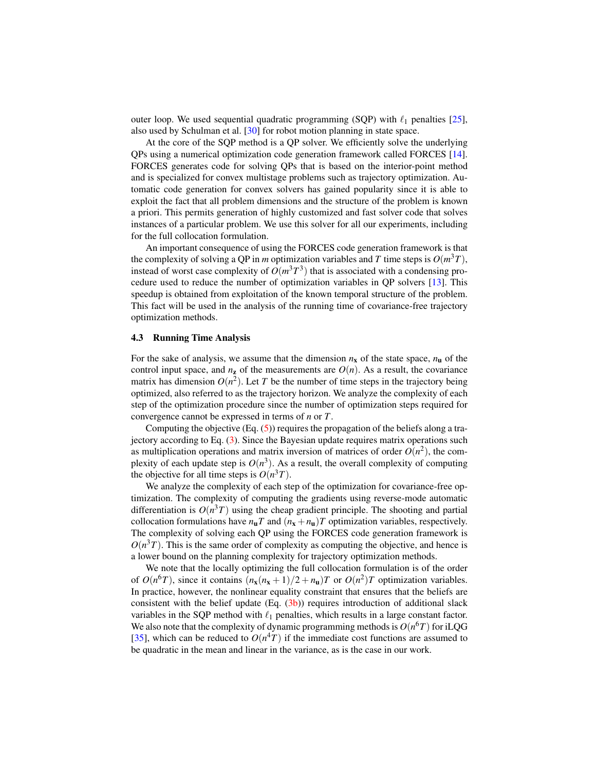outer loop. We used sequential quadratic programming (SQP) with $\ell_1$ penalties [25], also used by Schulman et al. [30] for robot motion planning in state space.

At the core of the SQP method is a QP solver. We efficiently solve the underlying QPs using a numerical optimization code generation framework called FORCES [14]. FORCES generates code for solving QPs that is based on the interior-point method and is specialized for convex multistage problems such as trajectory optimization. Automatic code generation for convex solvers has gained popularity since it is able to exploit the fact that all problem dimensions and the structure of the problem is known a priori. This permits generation of highly customized and fast solver code that solves instances of a particular problem. We use this solver for all our experiments, including for the full collocation formulation.

An important consequence of using the FORCES code generation framework is that the complexity of solving a QP in $m$ optimization variables and $T$ time steps is $O(m^3T)$, instead of worst case complexity of $O(m^3T^3)$ that is associated with a condensing procedure used to reduce the number of optimization variables in QP solvers [13]. This speedup is obtained from exploitation of the known temporal structure of the problem. This fact will be used in the analysis of the running time of covariance-free trajectory optimization methods.

### 4.3 Running Time Analysis

For the sake of analysis, we assume that the dimension $n_{\mathbf{x}}$ of the state space, $n_{\mathbf{u}}$ of the control input space, and $n_{\mathbf{z}}$ of the measurements are $O(n)$. As a result, the covariance matrix has dimension $O(n^2)$. Let $T$ be the number of time steps in the trajectory being optimized, also referred to as the trajectory horizon. We analyze the complexity of each step of the optimization procedure since the number of optimization steps required for convergence cannot be expressed in terms of $n$ or $T$.

Computing the objective (Eq. (5)) requires the propagation of the beliefs along a trajectory according to Eq. (3). Since the Bayesian update requires matrix operations such as multiplication operations and matrix inversion of matrices of order $O(n^2)$, the complexity of each update step is $O(n^3)$. As a result, the overall complexity of computing the objective for all time steps is $O(n^3T)$.

We analyze the complexity of each step of the optimization for covariance-free optimization. The complexity of computing the gradients using reverse-mode automatic differentiation is $O(n^3T)$ using the cheap gradient principle. The shooting and partial collocation formulations have $n_{\mathbf{u}}T$ and $(n_{\mathbf{x}}+n_{\mathbf{u}})T$ optimization variables, respectively. The complexity of solving each QP using the FORCES code generation framework is $O(n^3T)$. This is the same order of complexity as computing the objective, and hence is a lower bound on the planning complexity for trajectory optimization methods.

We note that the locally optimizing the full collocation formulation is of the order of $O(n^6T)$, since it contains $(n_{\mathbf{x}}(n_{\mathbf{x}}+1)/2+n_{\mathbf{u}})T$ or $O(n^2)T$ optimization variables. In practice, however, the nonlinear equality constraint that ensures that the beliefs are consistent with the belief update (Eq. (3b)) requires introduction of additional slack variables in the SQP method with $\ell_1$ penalties, which results in a large constant factor. We also note that the complexity of dynamic programming methods is $O(n^6T)$ for iLQG [35], which can be reduced to $O(n^4T)$ if the immediate cost functions are assumed to be quadratic in the mean and linear in the variance, as is the case in our work.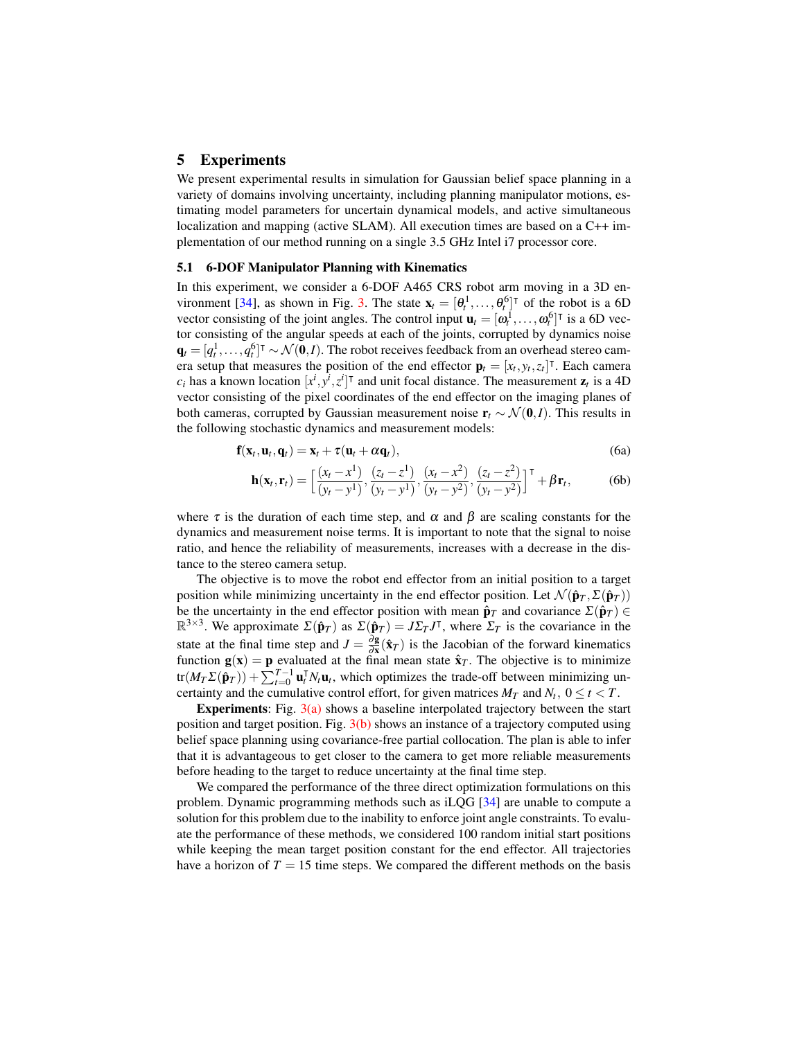## 5 Experiments

We present experimental results in simulation for Gaussian belief space planning in a variety of domains involving uncertainty, including planning manipulator motions, estimating model parameters for uncertain dynamical models, and active simultaneous localization and mapping (active SLAM). All execution times are based on a C++ implementation of our method running on a single 3.5 GHz Intel i7 processor core.

### 5.1 6-DOF Manipulator Planning with Kinematics

In this experiment, we consider a 6-DOF A465 CRS robot arm moving in a 3D environment [34], as shown in Fig. 3. The state $\mathbf{x}_t = [\theta_t^1, \ldots, \theta_t^6]^\intercal$ of the robot is a 6D vector consisting of the joint angles. The control input $\mathbf{u}_t = [\omega_t^1, \ldots, \omega_t^6]^\intercal$ is a 6D vector consisting of the angular speeds at each of the joints, corrupted by dynamics noise $\mathbf{q}_t = [q_t^1, \ldots, q_t^6]^\intercal \sim \mathcal{N}(\mathbf{0}, I)$. The robot receives feedback from an overhead stereo camera setup that measures the position of the end effector $\mathbf{p}_t = [x_t, y_t, z_t]^\intercal$. Each camera $c_i$ has a known location $[x^i, y^i, z^i]^\intercal$ and unit focal distance. The measurement $\mathbf{z}_t$ is a 4D vector consisting of the pixel coordinates of the end effector on the imaging planes of both cameras, corrupted by Gaussian measurement noise $\mathbf{r}_t \sim \mathcal{N}(\mathbf{0}, I)$. This results in the following stochastic dynamics and measurement models:

$$\mathbf{f}(\mathbf{x}_t, \mathbf{u}_t, \mathbf{q}_t) = \mathbf{x}_t + \tau(\mathbf{u}_t + \alpha \mathbf{q}_t), \tag{6a}$$

$$\mathbf{h}(\mathbf{x}_t, \mathbf{r}_t) = \left[ \frac{(x_t - x^1)}{(y_t - y^1)}, \frac{(z_t - z^1)}{(y_t - y^1)}, \frac{(x_t - x^2)}{(y_t - y^2)}, \frac{(z_t - z^2)}{(y_t - y^2)} \right]^\intercal + \beta \mathbf{r}_t, \tag{6b}$$

where $\tau$ is the duration of each time step, and $\alpha$ and $\beta$ are scaling constants for the dynamics and measurement noise terms. It is important to note that the signal to noise ratio, and hence the reliability of measurements, increases with a decrease in the distance to the stereo camera setup.

The objective is to move the robot end effector from an initial position to a target position while minimizing uncertainty in the end effector position. Let $\mathcal{N}(\hat{\mathbf{p}}_T, \Sigma(\hat{\mathbf{p}}_T))$ be the uncertainty in the end effector position with mean $\hat{\mathbf{p}}_T$ and covariance $\Sigma(\hat{\mathbf{p}}_T) \in \mathbb{R}^{3\times 3}$. We approximate $\Sigma(\hat{\mathbf{p}}_T)$ as $\Sigma(\hat{\mathbf{p}}_T) = J \Sigma_T J^\intercal$, where $\Sigma_T$ is the covariance in the state at the final time step and $J = \frac{\partial \mathbf{g}}{\partial \mathbf{x}}(\hat{\mathbf{x}}_T)$ is the Jacobian of the forward kinematics function $\mathbf{g}(\mathbf{x}) = \mathbf{p}$ evaluated at the final mean state $\hat{\mathbf{x}}_T$. The objective is to minimize $\mathrm{tr}(M_T \Sigma(\hat{\mathbf{p}}_T)) + \sum_{t=0}^{T-1} \mathbf{u}_t^\intercal N_t \mathbf{u}_t$, which optimizes the trade-off between minimizing uncertainty and the cumulative control effort, for given matrices $M_T$ and $N_t$, $0 \le t < T$.

**Experiments**: Fig. 3(a) shows a baseline interpolated trajectory between the start position and target position. Fig. 3(b) shows an instance of a trajectory computed using belief space planning using covariance-free partial collocation. The plan is able to infer that it is advantageous to get closer to the camera to get more reliable measurements before heading to the target to reduce uncertainty at the final time step.

We compared the performance of the three direct optimization formulations on this problem. Dynamic programming methods such as iLQG [34] are unable to compute a solution for this problem due to the inability to enforce joint angle constraints. To evaluate the performance of these methods, we considered 100 random initial start positions while keeping the mean target position constant for the end effector. All trajectories have a horizon of $T = 15$ time steps. We compared the different methods on the basis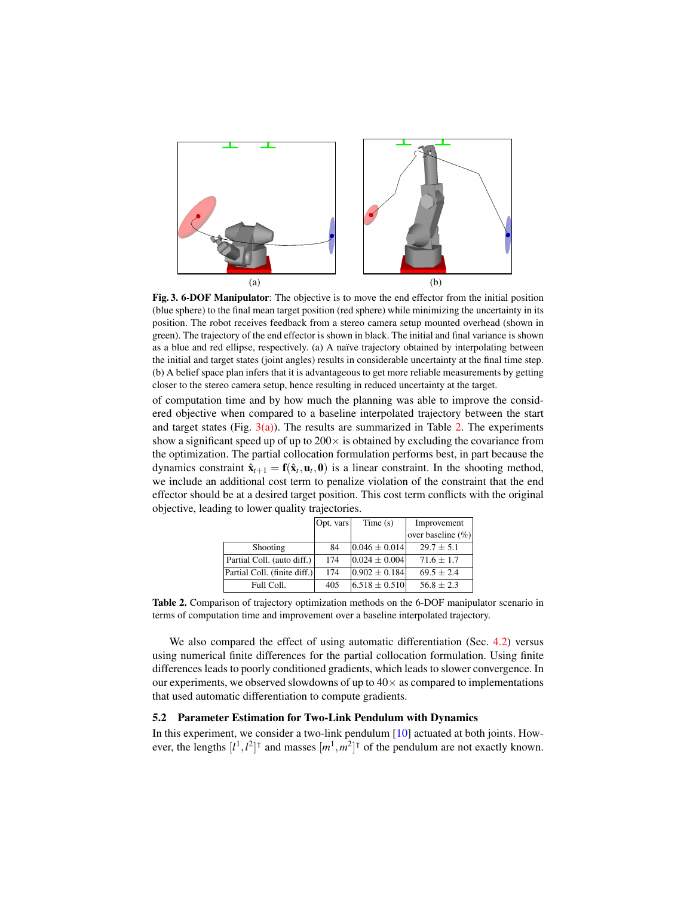(a) (b)

**Fig. 3. 6-DOF Manipulator**: The objective is to move the end effector from the initial position (blue sphere) to the final mean target position (red sphere) while minimizing the uncertainty in its position. The robot receives feedback from a stereo camera setup mounted overhead (shown in green). The trajectory of the end effector is shown in black. The initial and final variance is shown as a blue and red ellipse, respectively. (a) A naïve trajectory obtained by interpolating between the initial and target states (joint angles) results in considerable uncertainty at the final time step. (b) A belief space plan infers that it is advantageous to get more reliable measurements by getting closer to the stereo camera setup, hence resulting in reduced uncertainty at the target.

of computation time and by how much the planning was able to improve the considered objective when compared to a baseline interpolated trajectory between the start and target states (Fig. 3(a)). The results are summarized in Table 2. The experiments show a significant speed up of up to $200\times$ is obtained by excluding the covariance from the optimization. The partial collocation formulation performs best, in part because the dynamics constraint $\hat{\mathbf{x}}_{t+1} = \mathbf{f}(\hat{\mathbf{x}}_t, \mathbf{u}_t, \mathbf{0})$ is a linear constraint. In the shooting method, we include an additional cost term to penalize violation of the constraint that the end effector should be at a desired target position. This cost term conflicts with the original objective, leading to lower quality trajectories.

| | Opt. vars | Time (s) | Improvement over baseline (%) |
|---|---|---|---|
| Shooting | 84 | $0.046 \pm 0.014$ | $29.7 \pm 5.1$ |
| Partial Coll. (auto diff.) | 174 | $0.024 \pm 0.004$ | $71.6 \pm 1.7$ |
| Partial Coll. (finite diff.) | 174 | $0.902 \pm 0.184$ | $69.5 \pm 2.4$ |
| Full Coll. | 405 | $6.518 \pm 0.510$ | $56.8 \pm 2.3$ |

**Table 2.** Comparison of trajectory optimization methods on the 6-DOF manipulator scenario in terms of computation time and improvement over a baseline interpolated trajectory.

We also compared the effect of using automatic differentiation (Sec. 4.2) versus using numerical finite differences for the partial collocation formulation. Using finite differences leads to poorly conditioned gradients, which leads to slower convergence. In our experiments, we observed slowdowns of up to $40\times$ as compared to implementations that used automatic differentiation to compute gradients.

### 5.2 Parameter Estimation for Two-Link Pendulum with Dynamics

In this experiment, we consider a two-link pendulum [10] actuated at both joints. However, the lengths $[l^1, l^2]^\intercal$ and masses $[m^1, m^2]^\intercal$ of the pendulum are not exactly known.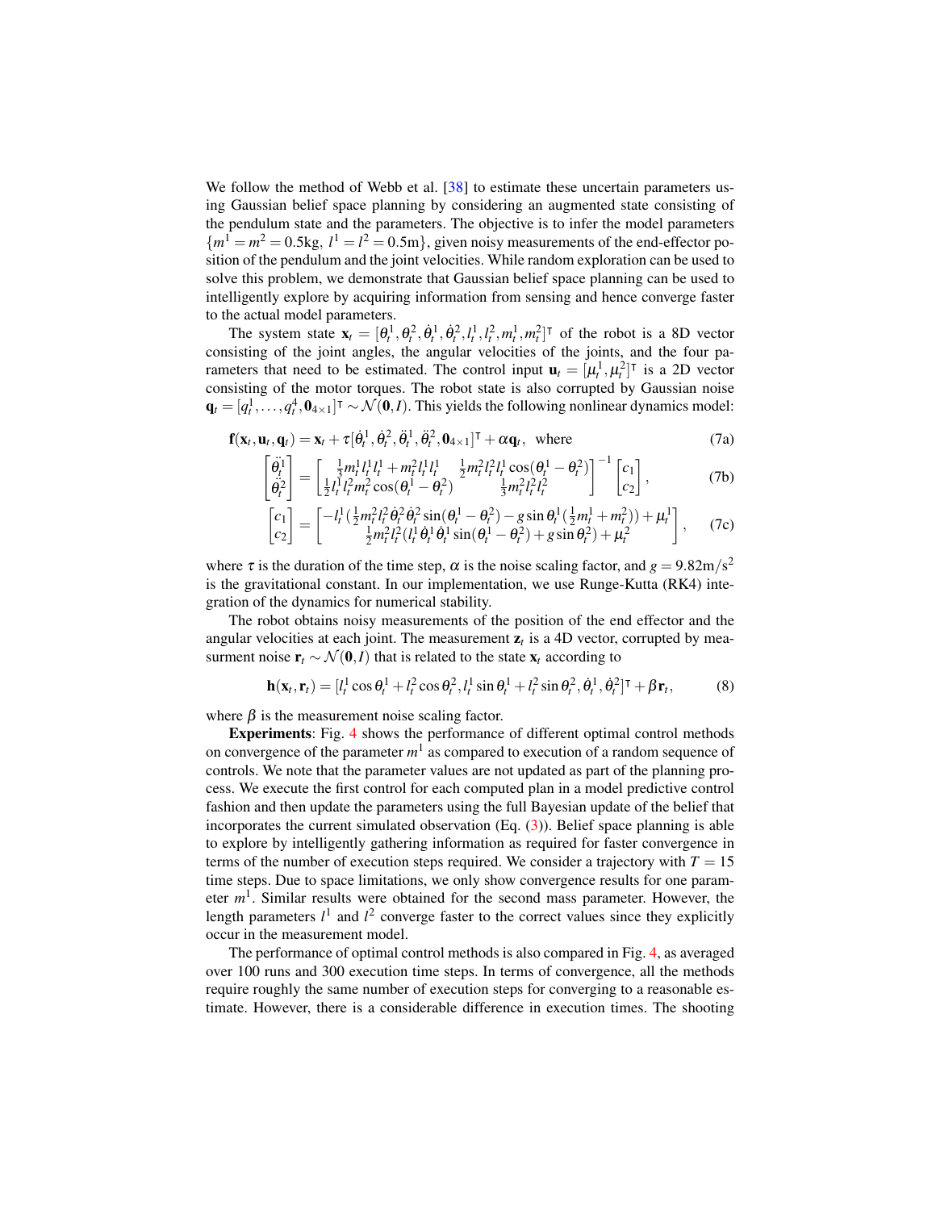We follow the method of Webb et al. [38] to estimate these uncertain parameters using Gaussian belief space planning by considering an augmented state consisting of the pendulum state and the parameters. The objective is to infer the model parameters $\{m^1 = m^2 = 0.5\text{kg},\ l^1 = l^2 = 0.5\text{m}\}$, given noisy measurements of the end-effector position of the pendulum and the joint velocities. While random exploration can be used to solve this problem, we demonstrate that Gaussian belief space planning can be used to intelligently explore by acquiring information from sensing and hence converge faster to the actual model parameters.

The system state $\mathbf{x}_t = [\theta_t^1, \theta_t^2, \dot{\theta}_t^1, \dot{\theta}_t^2, l_t^1, l_t^2, m_t^1, m_t^2]^\intercal$ of the robot is a 8D vector consisting of the joint angles, the angular velocities of the joints, and the four parameters that need to be estimated. The control input $\mathbf{u}_t = [\mu_t^1, \mu_t^2]^\intercal$ is a 2D vector consisting of the motor torques. The robot state is also corrupted by Gaussian noise $\mathbf{q}_t = [q_t^1, \ldots, q_t^4, \mathbf{0}_{4\times 1}]^\intercal \sim \mathcal{N}(\mathbf{0}, I)$. This yields the following nonlinear dynamics model:

$$\mathbf{f}(\mathbf{x}_t, \mathbf{u}_t, \mathbf{q}_t) = \mathbf{x}_t + \tau[\dot{\theta}_t^1, \dot{\theta}_t^2, \ddot{\theta}_t^1, \ddot{\theta}_t^2, \mathbf{0}_{4\times 1}]^\intercal + \alpha \mathbf{q}_t, \quad \text{where} \tag{7a}$$

$$\begin{bmatrix} \ddot{\theta}_t^1 \\ \ddot{\theta}_t^2 \end{bmatrix} = \begin{bmatrix} \frac{1}{3} m_t^1 l_t^1 l_t^1 + m_t^2 l_t^1 l_t^1 & \frac{1}{2} m_t^2 l_t^2 l_t^1 \cos(\theta_t^1 - \theta_t^2) \\ \frac{1}{2} l_t^1 l_t^2 m_t^2 \cos(\theta_t^1 - \theta_t^2) & \frac{1}{3} m_t^2 l_t^2 l_t^2 \end{bmatrix}^{-1} \begin{bmatrix} c_1 \\ c_2 \end{bmatrix}, \tag{7b}$$

$$\begin{bmatrix} c_1 \\ c_2 \end{bmatrix} = \begin{bmatrix} -l_t^1 (\frac{1}{2} m_t^2 l_t^2 \dot{\theta}_t^2 \dot{\theta}_t^2 \sin(\theta_t^1 - \theta_t^2) - g \sin\theta_t^1 (\frac{1}{2} m_t^1 + m_t^2)) + \mu_t^1 \\ \frac{1}{2} m_t^2 l_t^2 (l_t^1 \dot{\theta}_t^1 \dot{\theta}_t^1 \sin(\theta_t^1 - \theta_t^2) + g \sin\theta_t^2) + \mu_t^2 \end{bmatrix}, \tag{7c}$$

where $\tau$ is the duration of the time step, $\alpha$ is the noise scaling factor, and $g = 9.82\text{m/s}^2$ is the gravitational constant. In our implementation, we use Runge-Kutta (RK4) integration of the dynamics for numerical stability.

The robot obtains noisy measurements of the position of the end effector and the angular velocities at each joint. The measurement $\mathbf{z}_t$ is a 4D vector, corrupted by measurment noise $\mathbf{r}_t \sim \mathcal{N}(\mathbf{0}, I)$ that is related to the state $\mathbf{x}_t$ according to

$$\mathbf{h}(\mathbf{x}_t, \mathbf{r}_t) = [l_t^1 \cos\theta_t^1 + l_t^2 \cos\theta_t^2, l_t^1 \sin\theta_t^1 + l_t^2 \sin\theta_t^2, \dot{\theta}_t^1, \dot{\theta}_t^2]^\intercal + \beta \mathbf{r}_t, \tag{8}$$

where $\beta$ is the measurement noise scaling factor.

**Experiments**: Fig. 4 shows the performance of different optimal control methods on convergence of the parameter $m^1$ as compared to execution of a random sequence of controls. We note that the parameter values are not updated as part of the planning process. We execute the first control for each computed plan in a model predictive control fashion and then update the parameters using the full Bayesian update of the belief that incorporates the current simulated observation (Eq. (3)). Belief space planning is able to explore by intelligently gathering information as required for faster convergence in terms of the number of execution steps required. We consider a trajectory with $T = 15$ time steps. Due to space limitations, we only show convergence results for one parameter $m^1$. Similar results were obtained for the second mass parameter. However, the length parameters $l^1$ and $l^2$ converge faster to the correct values since they explicitly occur in the measurement model.

The performance of optimal control methods is also compared in Fig. 4, as averaged over 100 runs and 300 execution time steps. In terms of convergence, all the methods require roughly the same number of execution steps for converging to a reasonable estimate. However, there is a considerable difference in execution times. The shooting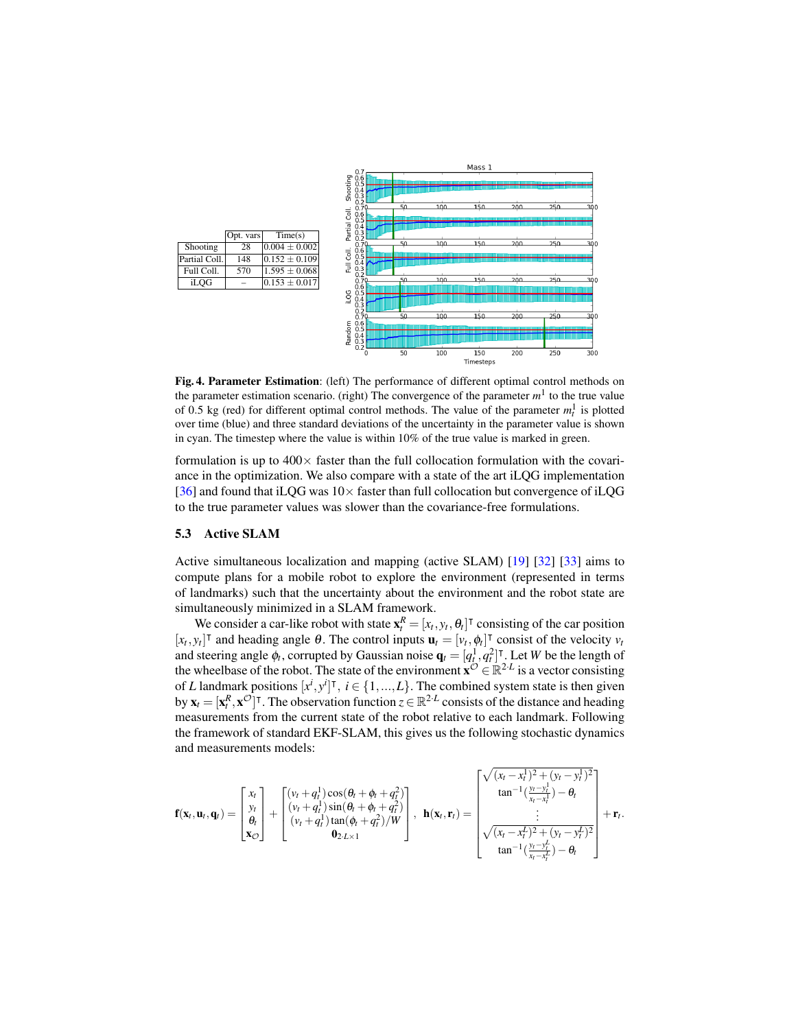|  | Opt. vars | Time(s) |
|---|---|---|
| Shooting | 28 | 0.004 ± 0.002 |
| Partial Coll. | 148 | 0.152 ± 0.109 |
| Full Coll. | 570 | 1.595 ± 0.068 |
| iLQG | – | 0.153 ± 0.017 |

**Fig. 4. Parameter Estimation**: (left) The performance of different optimal control methods on the parameter estimation scenario. (right) The convergence of the parameter $m^1$ to the true value of 0.5 kg (red) for different optimal control methods. The value of the parameter $m^1_t$ is plotted over time (blue) and three standard deviations of the uncertainty in the parameter value is shown in cyan. The timestep where the value is within 10% of the true value is marked in green.

formulation is up to 400× faster than the full collocation formulation with the covariance in the optimization. We also compare with a state of the art iLQG implementation [36] and found that iLQG was 10× faster than full collocation but convergence of iLQG to the true parameter values was slower than the covariance-free formulations.

### 5.3 Active SLAM

Active simultaneous localization and mapping (active SLAM) [19] [32] [33] aims to compute plans for a mobile robot to explore the environment (represented in terms of landmarks) such that the uncertainty about the environment and the robot state are simultaneously minimized in a SLAM framework.

We consider a car-like robot with state $\mathbf{x}^R_t = [x_t, y_t, \theta_t]^\intercal$ consisting of the car position $[x_t, y_t]^\intercal$ and heading angle $\theta$. The control inputs $\mathbf{u}_t = [v_t, \phi_t]^\intercal$ consist of the velocity $v_t$ and steering angle $\phi_t$, corrupted by Gaussian noise $\mathbf{q}_t = [q^1_t, q^2_t]^\intercal$. Let $W$ be the length of the wheelbase of the robot. The state of the environment $\mathbf{x}^{\mathcal{O}} \in \mathbb{R}^{2 \cdot L}$ is a vector consisting of $L$ landmark positions $[x^i, y^i]^\intercal$, $i \in \{1, \ldots, L\}$. The combined system state is then given by $\mathbf{x}_t = [\mathbf{x}^R_t, \mathbf{x}^{\mathcal{O}}]^\intercal$. The observation function $z \in \mathbb{R}^{2 \cdot L}$ consists of the distance and heading measurements from the current state of the robot relative to each landmark. Following the framework of standard EKF-SLAM, this gives us the following stochastic dynamics and measurements models:

$$
\mathbf{f}(\mathbf{x}_t, \mathbf{u}_t, \mathbf{q}_t) = \begin{bmatrix} x_t \\ y_t \\ \theta_t \\ \mathbf{x}_{\mathcal{O}} \end{bmatrix} + \begin{bmatrix} (v_t + q^1_t)\cos(\theta_t + \phi_t + q^2_t) \\ (v_t + q^1_t)\sin(\theta_t + \phi_t + q^2_t) \\ (v_t + q^1_t)\tan(\phi_t + q^2_t)/W \\ \mathbf{0}_{2 \cdot L \times 1} \end{bmatrix}, \quad \mathbf{h}(\mathbf{x}_t, \mathbf{r}_t) = \begin{bmatrix} \sqrt{(x_t - x^1_t)^2 + (y_t - y^1_t)^2} \\ \tan^{-1}\left(\frac{y_t - y^1_t}{x_t - x^1_t}\right) - \theta_t \\ \vdots \\ \sqrt{(x_t - x^L_t)^2 + (y_t - y^L_t)^2} \\ \tan^{-1}\left(\frac{y_t - y^L_t}{x_t - x^L_t}\right) - \theta_t \end{bmatrix} + \mathbf{r}_t.
$$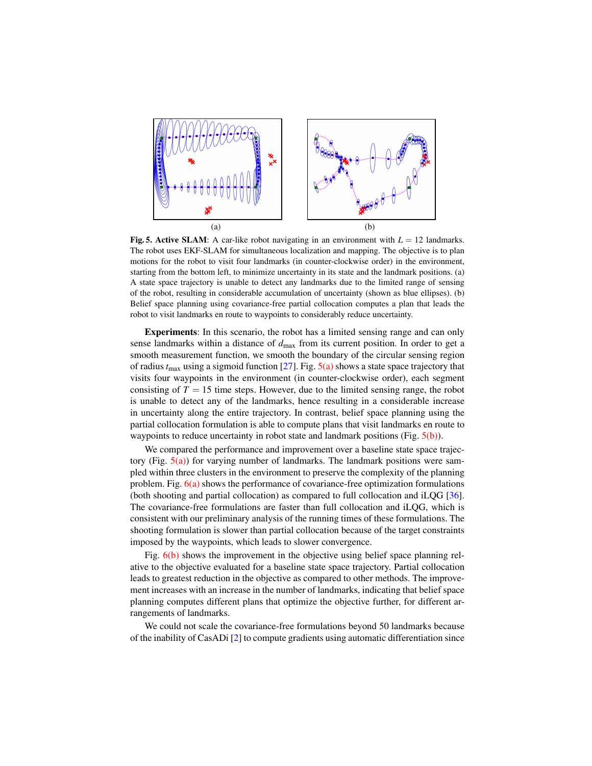(a) (b)

**Fig. 5. Active SLAM**: A car-like robot navigating in an environment with $L = 12$ landmarks. The robot uses EKF-SLAM for simultaneous localization and mapping. The objective is to plan motions for the robot to visit four landmarks (in counter-clockwise order) in the environment, starting from the bottom left, to minimize uncertainty in its state and the landmark positions. (a) A state space trajectory is unable to detect any landmarks due to the limited range of sensing of the robot, resulting in considerable accumulation of uncertainty (shown as blue ellipses). (b) Belief space planning using covariance-free partial collocation computes a plan that leads the robot to visit landmarks en route to waypoints to considerably reduce uncertainty.

**Experiments**: In this scenario, the robot has a limited sensing range and can only sense landmarks within a distance of $d_{\max}$ from its current position. In order to get a smooth measurement function, we smooth the boundary of the circular sensing region of radius $t_{\max}$ using a sigmoid function [27]. Fig. 5(a) shows a state space trajectory that visits four waypoints in the environment (in counter-clockwise order), each segment consisting of $T = 15$ time steps. However, due to the limited sensing range, the robot is unable to detect any of the landmarks, hence resulting in a considerable increase in uncertainty along the entire trajectory. In contrast, belief space planning using the partial collocation formulation is able to compute plans that visit landmarks en route to waypoints to reduce uncertainty in robot state and landmark positions (Fig. 5(b)).

We compared the performance and improvement over a baseline state space trajectory (Fig. 5(a)) for varying number of landmarks. The landmark positions were sampled within three clusters in the environment to preserve the complexity of the planning problem. Fig. 6(a) shows the performance of covariance-free optimization formulations (both shooting and partial collocation) as compared to full collocation and iLQG [36]. The covariance-free formulations are faster than full collocation and iLQG, which is consistent with our preliminary analysis of the running times of these formulations. The shooting formulation is slower than partial collocation because of the target constraints imposed by the waypoints, which leads to slower convergence.

Fig. 6(b) shows the improvement in the objective using belief space planning relative to the objective evaluated for a baseline state space trajectory. Partial collocation leads to greatest reduction in the objective as compared to other methods. The improvement increases with an increase in the number of landmarks, indicating that belief space planning computes different plans that optimize the objective further, for different arrangements of landmarks.

We could not scale the covariance-free formulations beyond 50 landmarks because of the inability of CasADi [2] to compute gradients using automatic differentiation since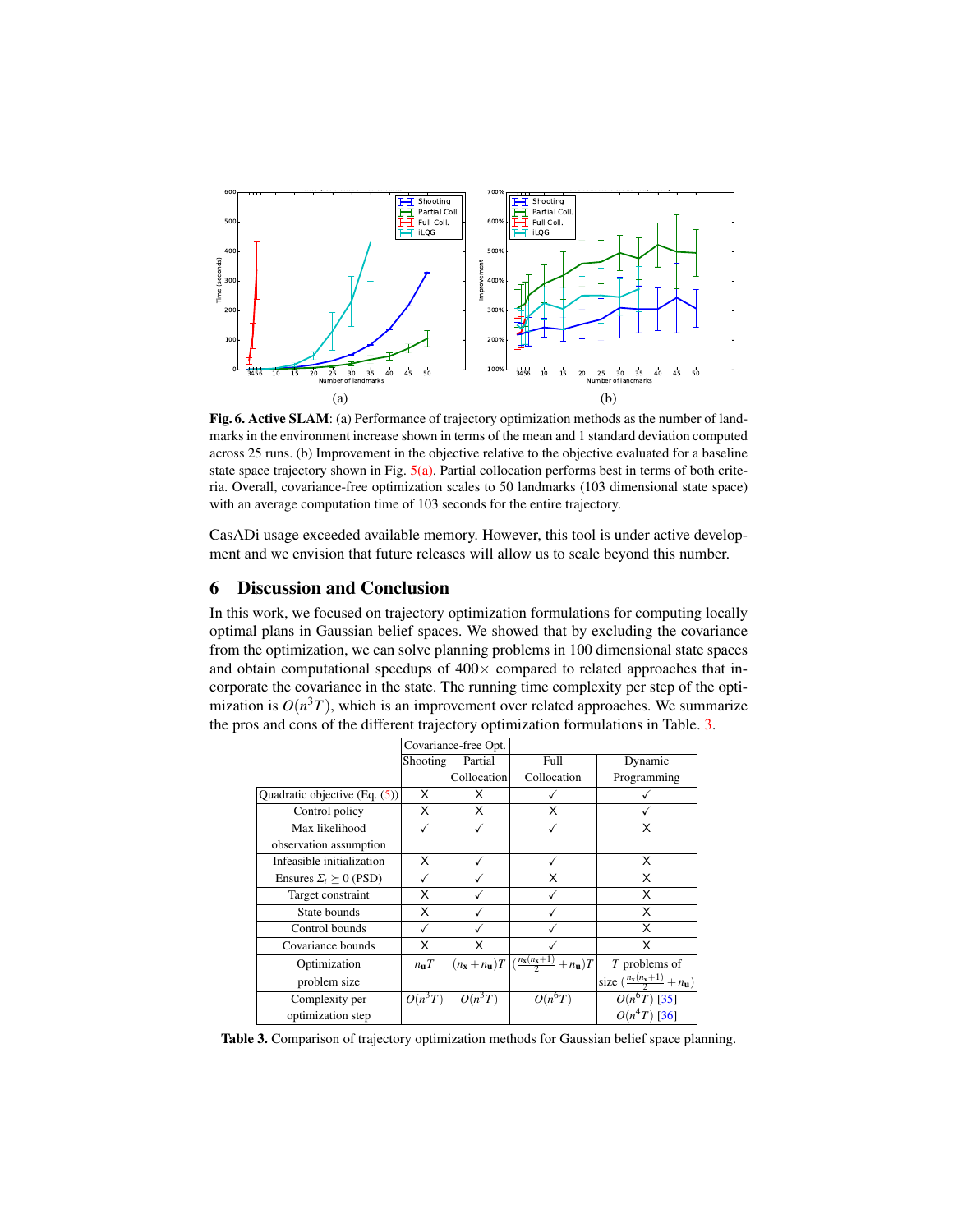(a)

(b)

**Fig. 6. Active SLAM**: (a) Performance of trajectory optimization methods as the number of landmarks in the environment increase shown in terms of the mean and 1 standard deviation computed across 25 runs. (b) Improvement in the objective relative to the objective evaluated for a baseline state space trajectory shown in Fig. 5(a). Partial collocation performs best in terms of both criteria. Overall, covariance-free optimization scales to 50 landmarks (103 dimensional state space) with an average computation time of 103 seconds for the entire trajectory.

CasADi usage exceeded available memory. However, this tool is under active development and we envision that future releases will allow us to scale beyond this number.

## 6 Discussion and Conclusion

In this work, we focused on trajectory optimization formulations for computing locally optimal plans in Gaussian belief spaces. We showed that by excluding the covariance from the optimization, we can solve planning problems in 100 dimensional state spaces and obtain computational speedups of 400× compared to related approaches that incorporate the covariance in the state. The running time complexity per step of the optimization is $O(n^3 T)$, which is an improvement over related approaches. We summarize the pros and cons of the different trajectory optimization formulations in Table. 3.

| | Covariance-free Opt. | | Full | Dynamic |
|---|---|---|---|---|
| | Shooting | Partial Collocation | Collocation | Programming |
| Quadratic objective (Eq. (5)) | X | X | ✓ | ✓ |
| Control policy | X | X | X | ✓ |
| Max likelihood observation assumption | ✓ | ✓ | ✓ | X |
| Infeasible initialization | X | ✓ | ✓ | X |
| Ensures $\Sigma_t \succeq 0$ (PSD) | ✓ | ✓ | X | X |
| Target constraint | X | ✓ | ✓ | X |
| State bounds | X | ✓ | ✓ | X |
| Control bounds | ✓ | ✓ | ✓ | X |
| Covariance bounds | X | X | ✓ | X |
| Optimization problem size | $n_{\mathbf{u}} T$ | $(n_{\mathbf{x}} + n_{\mathbf{u}})T$ | $(\frac{n_{\mathbf{x}}(n_{\mathbf{x}}+1)}{2} + n_{\mathbf{u}})T$ | $T$ problems of size $(\frac{n_{\mathbf{x}}(n_{\mathbf{x}}+1)}{2} + n_{\mathbf{u}})$ |
| Complexity per optimization step | $O(n^3 T)$ | $O(n^3 T)$ | $O(n^6 T)$ | $O(n^6 T)$ [35] $O(n^4 T)$ [36] |

**Table 3.** Comparison of trajectory optimization methods for Gaussian belief space planning.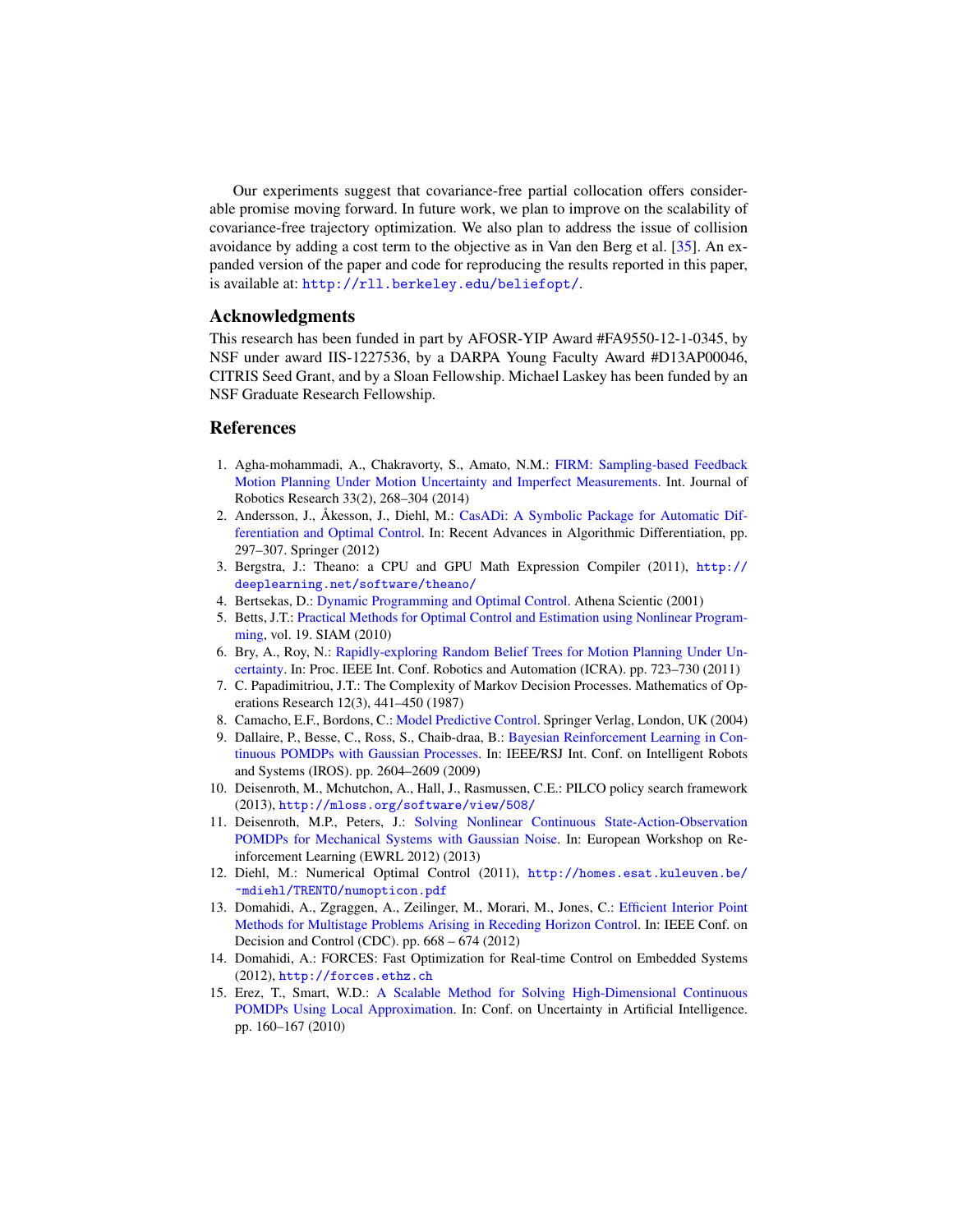Our experiments suggest that covariance-free partial collocation offers considerable promise moving forward. In future work, we plan to improve on the scalability of covariance-free trajectory optimization. We also plan to address the issue of collision avoidance by adding a cost term to the objective as in Van den Berg et al. [35]. An expanded version of the paper and code for reproducing the results reported in this paper, is available at: http://rll.berkeley.edu/beliefopt/.

## Acknowledgments

This research has been funded in part by AFOSR-YIP Award #FA9550-12-1-0345, by NSF under award IIS-1227536, by a DARPA Young Faculty Award #D13AP00046, CITRIS Seed Grant, and by a Sloan Fellowship. Michael Laskey has been funded by an NSF Graduate Research Fellowship.

## References

1. Agha-mohammadi, A., Chakravorty, S., Amato, N.M.: FIRM: Sampling-based Feedback Motion Planning Under Motion Uncertainty and Imperfect Measurements. Int. Journal of Robotics Research 33(2), 268–304 (2014)
2. Andersson, J., Åkesson, J., Diehl, M.: CasADi: A Symbolic Package for Automatic Differentiation and Optimal Control. In: Recent Advances in Algorithmic Differentiation, pp. 297–307. Springer (2012)
3. Bergstra, J.: Theano: a CPU and GPU Math Expression Compiler (2011), http://deeplearning.net/software/theano/
4. Bertsekas, D.: Dynamic Programming and Optimal Control. Athena Scientic (2001)
5. Betts, J.T.: Practical Methods for Optimal Control and Estimation using Nonlinear Programming, vol. 19. SIAM (2010)
6. Bry, A., Roy, N.: Rapidly-exploring Random Belief Trees for Motion Planning Under Uncertainty. In: Proc. IEEE Int. Conf. Robotics and Automation (ICRA). pp. 723–730 (2011)
7. C. Papadimitriou, J.T.: The Complexity of Markov Decision Processes. Mathematics of Operations Research 12(3), 441–450 (1987)
8. Camacho, E.F., Bordons, C.: Model Predictive Control. Springer Verlag, London, UK (2004)
9. Dallaire, P., Besse, C., Ross, S., Chaib-draa, B.: Bayesian Reinforcement Learning in Continuous POMDPs with Gaussian Processes. In: IEEE/RSJ Int. Conf. on Intelligent Robots and Systems (IROS). pp. 2604–2609 (2009)
10. Deisenroth, M., Mchutchon, A., Hall, J., Rasmussen, C.E.: PILCO policy search framework (2013), http://mloss.org/software/view/508/
11. Deisenroth, M.P., Peters, J.: Solving Nonlinear Continuous State-Action-Observation POMDPs for Mechanical Systems with Gaussian Noise. In: European Workshop on Reinforcement Learning (EWRL 2012) (2013)
12. Diehl, M.: Numerical Optimal Control (2011), http://homes.esat.kuleuven.be/~mdiehl/TRENTO/numopticon.pdf
13. Domahidi, A., Zgraggen, A., Zeilinger, M., Morari, M., Jones, C.: Efficient Interior Point Methods for Multistage Problems Arising in Receding Horizon Control. In: IEEE Conf. on Decision and Control (CDC). pp. 668 – 674 (2012)
14. Domahidi, A.: FORCES: Fast Optimization for Real-time Control on Embedded Systems (2012), http://forces.ethz.ch
15. Erez, T., Smart, W.D.: A Scalable Method for Solving High-Dimensional Continuous POMDPs Using Local Approximation. In: Conf. on Uncertainty in Artificial Intelligence. pp. 160–167 (2010)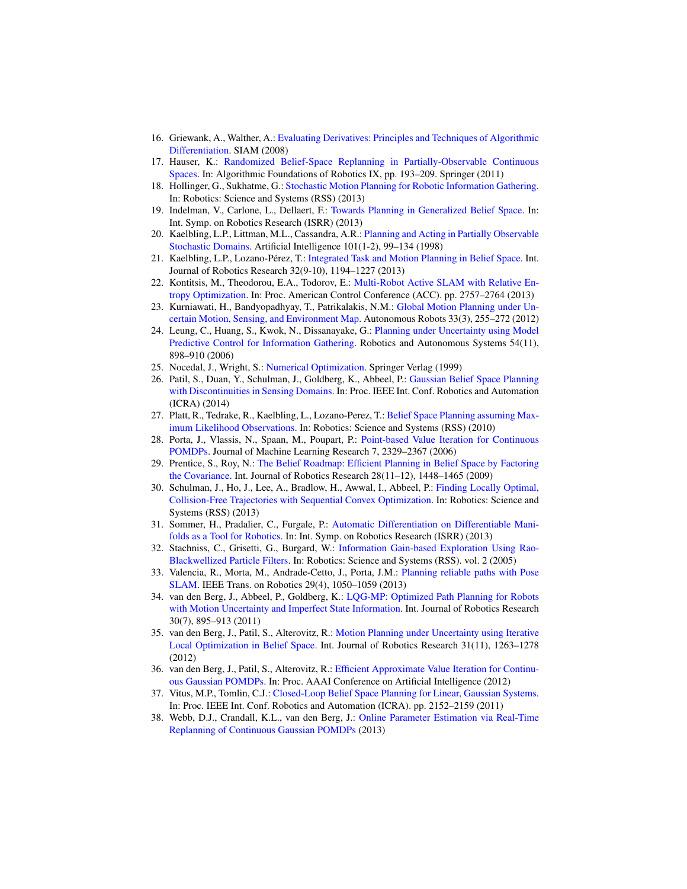16. Griewank, A., Walther, A.: Evaluating Derivatives: Principles and Techniques of Algorithmic Differentiation. SIAM (2008)
17. Hauser, K.: Randomized Belief-Space Replanning in Partially-Observable Continuous Spaces. In: Algorithmic Foundations of Robotics IX, pp. 193–209. Springer (2011)
18. Hollinger, G., Sukhatme, G.: Stochastic Motion Planning for Robotic Information Gathering. In: Robotics: Science and Systems (RSS) (2013)
19. Indelman, V., Carlone, L., Dellaert, F.: Towards Planning in Generalized Belief Space. In: Int. Symp. on Robotics Research (ISRR) (2013)
20. Kaelbling, L.P., Littman, M.L., Cassandra, A.R.: Planning and Acting in Partially Observable Stochastic Domains. Artificial Intelligence 101(1-2), 99–134 (1998)
21. Kaelbling, L.P., Lozano-Pérez, T.: Integrated Task and Motion Planning in Belief Space. Int. Journal of Robotics Research 32(9-10), 1194–1227 (2013)
22. Kontitsis, M., Theodorou, E.A., Todorov, E.: Multi-Robot Active SLAM with Relative Entropy Optimization. In: Proc. American Control Conference (ACC). pp. 2757–2764 (2013)
23. Kurniawati, H., Bandyopadhyay, T., Patrikalakis, N.M.: Global Motion Planning under Uncertain Motion, Sensing, and Environment Map. Autonomous Robots 33(3), 255–272 (2012)
24. Leung, C., Huang, S., Kwok, N., Dissanayake, G.: Planning under Uncertainty using Model Predictive Control for Information Gathering. Robotics and Autonomous Systems 54(11), 898–910 (2006)
25. Nocedal, J., Wright, S.: Numerical Optimization. Springer Verlag (1999)
26. Patil, S., Duan, Y., Schulman, J., Goldberg, K., Abbeel, P.: Gaussian Belief Space Planning with Discontinuities in Sensing Domains. In: Proc. IEEE Int. Conf. Robotics and Automation (ICRA) (2014)
27. Platt, R., Tedrake, R., Kaelbling, L., Lozano-Perez, T.: Belief Space Planning assuming Maximum Likelihood Observations. In: Robotics: Science and Systems (RSS) (2010)
28. Porta, J., Vlassis, N., Spaan, M., Poupart, P.: Point-based Value Iteration for Continuous POMDPs. Journal of Machine Learning Research 7, 2329–2367 (2006)
29. Prentice, S., Roy, N.: The Belief Roadmap: Efficient Planning in Belief Space by Factoring the Covariance. Int. Journal of Robotics Research 28(11–12), 1448–1465 (2009)
30. Schulman, J., Ho, J., Lee, A., Bradlow, H., Awwal, I., Abbeel, P.: Finding Locally Optimal, Collision-Free Trajectories with Sequential Convex Optimization. In: Robotics: Science and Systems (RSS) (2013)
31. Sommer, H., Pradalier, C., Furgale, P.: Automatic Differentiation on Differentiable Manifolds as a Tool for Robotics. In: Int. Symp. on Robotics Research (ISRR) (2013)
32. Stachniss, C., Grisetti, G., Burgard, W.: Information Gain-based Exploration Using Rao-Blackwellized Particle Filters. In: Robotics: Science and Systems (RSS). vol. 2 (2005)
33. Valencia, R., Morta, M., Andrade-Cetto, J., Porta, J.M.: Planning reliable paths with Pose SLAM. IEEE Trans. on Robotics 29(4), 1050–1059 (2013)
34. van den Berg, J., Abbeel, P., Goldberg, K.: LQG-MP: Optimized Path Planning for Robots with Motion Uncertainty and Imperfect State Information. Int. Journal of Robotics Research 30(7), 895–913 (2011)
35. van den Berg, J., Patil, S., Alterovitz, R.: Motion Planning under Uncertainty using Iterative Local Optimization in Belief Space. Int. Journal of Robotics Research 31(11), 1263–1278 (2012)
36. van den Berg, J., Patil, S., Alterovitz, R.: Efficient Approximate Value Iteration for Continuous Gaussian POMDPs. In: Proc. AAAI Conference on Artificial Intelligence (2012)
37. Vitus, M.P., Tomlin, C.J.: Closed-Loop Belief Space Planning for Linear, Gaussian Systems. In: Proc. IEEE Int. Conf. Robotics and Automation (ICRA). pp. 2152–2159 (2011)
38. Webb, D.J., Crandall, K.L., van den Berg, J.: Online Parameter Estimation via Real-Time Replanning of Continuous Gaussian POMDPs (2013)